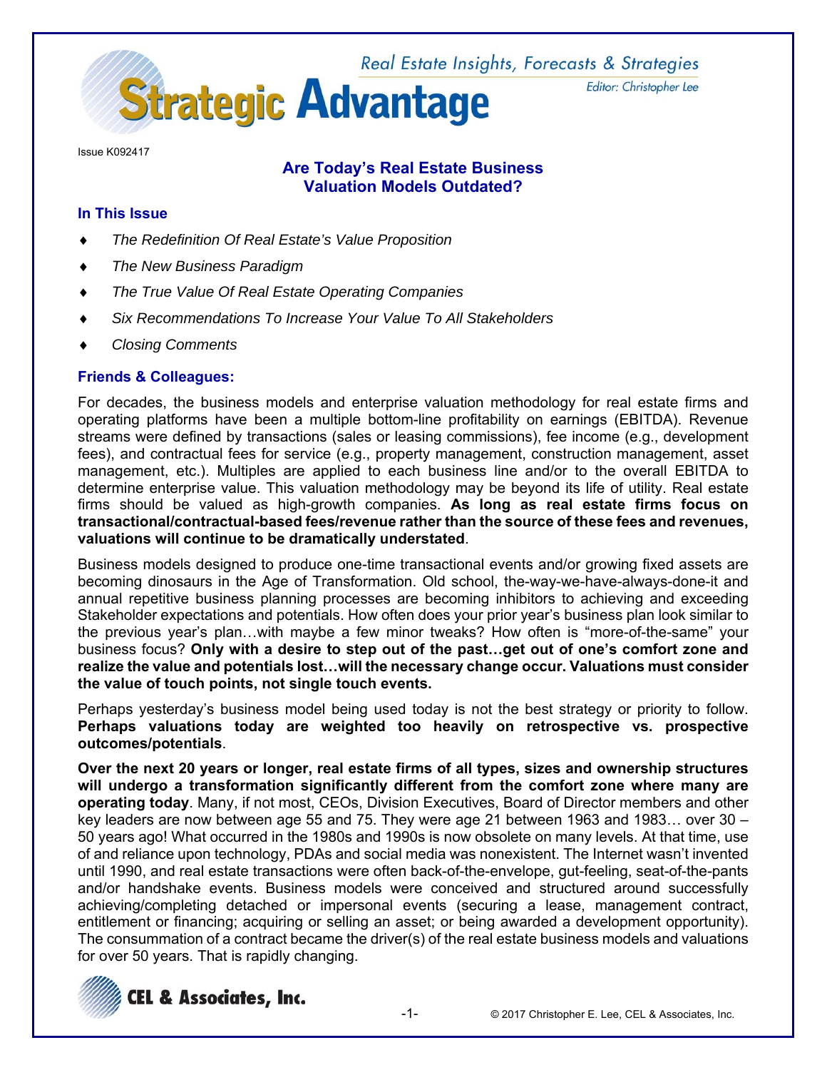# Strategic Advantage

Real Estate Insights, Forecasts & Strategies

Editor: Christopher Lee

Issue K092417

## Are Today's Real Estate Business Valuation Models Outdated?

### In This Issue

- *The Redefinition Of Real Estate's Value Proposition*
- *The New Business Paradigm*
- *The True Value Of Real Estate Operating Companies*
- *Six Recommendations To Increase Your Value To All Stakeholders*
- *Closing Comments*

### Friends & Colleagues:

For decades, the business models and enterprise valuation methodology for real estate firms and operating platforms have been a multiple bottom-line profitability on earnings (EBITDA). Revenue streams were defined by transactions (sales or leasing commissions), fee income (e.g., development fees), and contractual fees for service (e.g., property management, construction management, asset management, etc.). Multiples are applied to each business line and/or to the overall EBITDA to determine enterprise value. This valuation methodology may be beyond its life of utility. Real estate firms should be valued as high-growth companies. **As long as real estate firms focus on transactional/contractual-based fees/revenue rather than the source of these fees and revenues, valuations will continue to be dramatically understated**.

Business models designed to produce one-time transactional events and/or growing fixed assets are becoming dinosaurs in the Age of Transformation. Old school, the-way-we-have-always-done-it and annual repetitive business planning processes are becoming inhibitors to achieving and exceeding Stakeholder expectations and potentials. How often does your prior year's business plan look similar to the previous year's plan…with maybe a few minor tweaks? How often is "more-of-the-same" your business focus? **Only with a desire to step out of the past…get out of one's comfort zone and realize the value and potentials lost…will the necessary change occur. Valuations must consider the value of touch points, not single touch events.**

Perhaps yesterday's business model being used today is not the best strategy or priority to follow. **Perhaps valuations today are weighted too heavily on retrospective vs. prospective outcomes/potentials**.

**Over the next 20 years or longer, real estate firms of all types, sizes and ownership structures will undergo a transformation significantly different from the comfort zone where many are operating today**. Many, if not most, CEOs, Division Executives, Board of Director members and other key leaders are now between age 55 and 75. They were age 21 between 1963 and 1983… over 30 – 50 years ago! What occurred in the 1980s and 1990s is now obsolete on many levels. At that time, use of and reliance upon technology, PDAs and social media was nonexistent. The Internet wasn't invented until 1990, and real estate transactions were often back-of-the-envelope, gut-feeling, seat-of-the-pants and/or handshake events. Business models were conceived and structured around successfully achieving/completing detached or impersonal events (securing a lease, management contract, entitlement or financing; acquiring or selling an asset; or being awarded a development opportunity). The consummation of a contract became the driver(s) of the real estate business models and valuations for over 50 years. That is rapidly changing.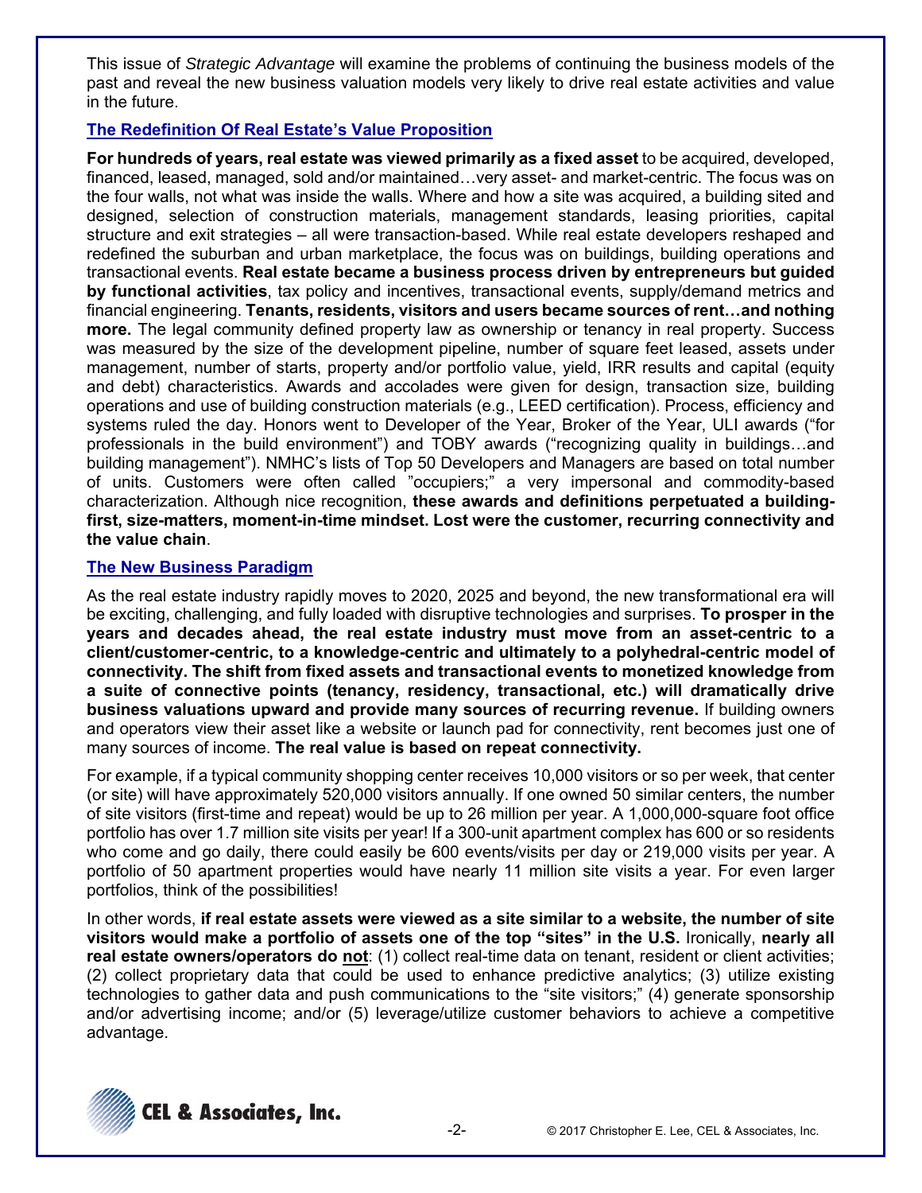This issue of *Strategic Advantage* will examine the problems of continuing the business models of the past and reveal the new business valuation models very likely to drive real estate activities and value in the future.

## The Redefinition Of Real Estate's Value Proposition

**For hundreds of years, real estate was viewed primarily as a fixed asset** to be acquired, developed, financed, leased, managed, sold and/or maintained…very asset- and market-centric. The focus was on the four walls, not what was inside the walls. Where and how a site was acquired, a building sited and designed, selection of construction materials, management standards, leasing priorities, capital structure and exit strategies – all were transaction-based. While real estate developers reshaped and redefined the suburban and urban marketplace, the focus was on buildings, building operations and transactional events. **Real estate became a business process driven by entrepreneurs but guided by functional activities**, tax policy and incentives, transactional events, supply/demand metrics and financial engineering. **Tenants, residents, visitors and users became sources of rent…and nothing more.** The legal community defined property law as ownership or tenancy in real property. Success was measured by the size of the development pipeline, number of square feet leased, assets under management, number of starts, property and/or portfolio value, yield, IRR results and capital (equity and debt) characteristics. Awards and accolades were given for design, transaction size, building operations and use of building construction materials (e.g., LEED certification). Process, efficiency and systems ruled the day. Honors went to Developer of the Year, Broker of the Year, ULI awards ("for professionals in the build environment") and TOBY awards ("recognizing quality in buildings…and building management"). NMHC's lists of Top 50 Developers and Managers are based on total number of units. Customers were often called "occupiers;" a very impersonal and commodity-based characterization. Although nice recognition, **these awards and definitions perpetuated a building-first, size-matters, moment-in-time mindset. Lost were the customer, recurring connectivity and the value chain**.

## The New Business Paradigm

As the real estate industry rapidly moves to 2020, 2025 and beyond, the new transformational era will be exciting, challenging, and fully loaded with disruptive technologies and surprises. **To prosper in the years and decades ahead, the real estate industry must move from an asset-centric to a client/customer-centric, to a knowledge-centric and ultimately to a polyhedral-centric model of connectivity. The shift from fixed assets and transactional events to monetized knowledge from a suite of connective points (tenancy, residency, transactional, etc.) will dramatically drive business valuations upward and provide many sources of recurring revenue.** If building owners and operators view their asset like a website or launch pad for connectivity, rent becomes just one of many sources of income. **The real value is based on repeat connectivity.**

For example, if a typical community shopping center receives 10,000 visitors or so per week, that center (or site) will have approximately 520,000 visitors annually. If one owned 50 similar centers, the number of site visitors (first-time and repeat) would be up to 26 million per year. A 1,000,000-square foot office portfolio has over 1.7 million site visits per year! If a 300-unit apartment complex has 600 or so residents who come and go daily, there could easily be 600 events/visits per day or 219,000 visits per year. A portfolio of 50 apartment properties would have nearly 11 million site visits a year. For even larger portfolios, think of the possibilities!

In other words, **if real estate assets were viewed as a site similar to a website, the number of site visitors would make a portfolio of assets one of the top "sites" in the U.S.** Ironically, **nearly all real estate owners/operators do <u>not</u>**: (1) collect real-time data on tenant, resident or client activities; (2) collect proprietary data that could be used to enhance predictive analytics; (3) utilize existing technologies to gather data and push communications to the "site visitors;" (4) generate sponsorship and/or advertising income; and/or (5) leverage/utilize customer behaviors to achieve a competitive advantage.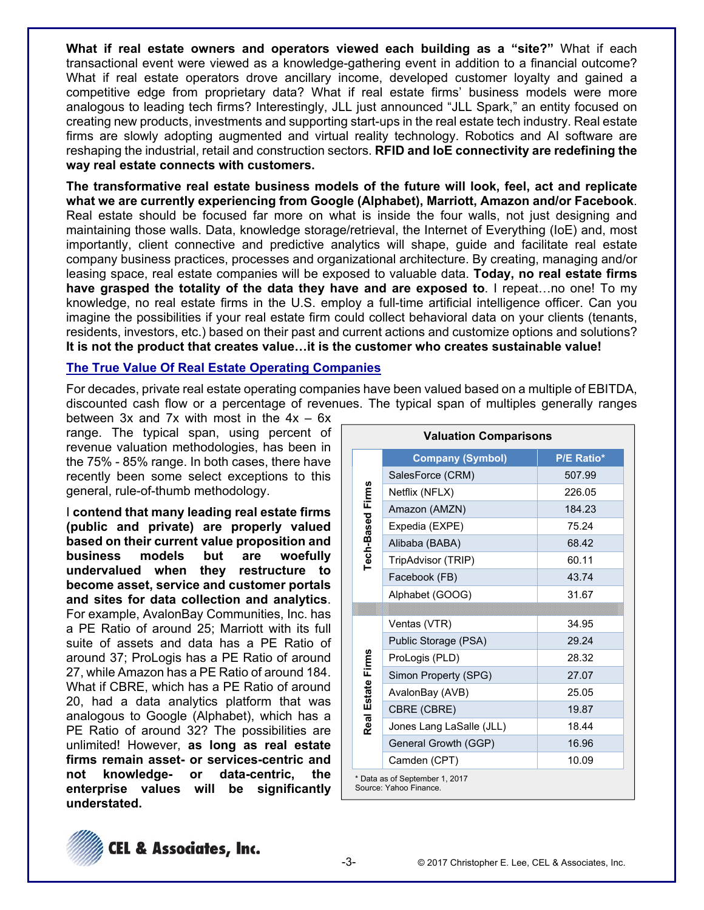**What if real estate owners and operators viewed each building as a "site?"** What if each transactional event were viewed as a knowledge-gathering event in addition to a financial outcome? What if real estate operators drove ancillary income, developed customer loyalty and gained a competitive edge from proprietary data? What if real estate firms' business models were more analogous to leading tech firms? Interestingly, JLL just announced "JLL Spark," an entity focused on creating new products, investments and supporting start-ups in the real estate tech industry. Real estate firms are slowly adopting augmented and virtual reality technology. Robotics and AI software are reshaping the industrial, retail and construction sectors. **RFID and IoE connectivity are redefining the way real estate connects with customers.**

**The transformative real estate business models of the future will look, feel, act and replicate what we are currently experiencing from Google (Alphabet), Marriott, Amazon and/or Facebook**. Real estate should be focused far more on what is inside the four walls, not just designing and maintaining those walls. Data, knowledge storage/retrieval, the Internet of Everything (IoE) and, most importantly, client connective and predictive analytics will shape, guide and facilitate real estate company business practices, processes and organizational architecture. By creating, managing and/or leasing space, real estate companies will be exposed to valuable data. **Today, no real estate firms have grasped the totality of the data they have and are exposed to**. I repeat…no one! To my knowledge, no real estate firms in the U.S. employ a full-time artificial intelligence officer. Can you imagine the possibilities if your real estate firm could collect behavioral data on your clients (tenants, residents, investors, etc.) based on their past and current actions and customize options and solutions? **It is not the product that creates value…it is the customer who creates sustainable value!**

## The True Value Of Real Estate Operating Companies

For decades, private real estate operating companies have been valued based on a multiple of EBITDA, discounted cash flow or a percentage of revenues. The typical span of multiples generally ranges between 3x and 7x with most in the 4x – 6x range. The typical span, using percent of revenue valuation methodologies, has been in the 75% - 85% range. In both cases, there have recently been some select exceptions to this general, rule-of-thumb methodology.

I **contend that many leading real estate firms (public and private) are properly valued based on their current value proposition and business models but are woefully undervalued when they restructure to become asset, service and customer portals and sites for data collection and analytics**. For example, AvalonBay Communities, Inc. has a PE Ratio of around 25; Marriott with its full suite of assets and data has a PE Ratio of around 37; ProLogis has a PE Ratio of around 27, while Amazon has a PE Ratio of around 184. What if CBRE, which has a PE Ratio of around 20, had a data analytics platform that was analogous to Google (Alphabet), which has a PE Ratio of around 32? The possibilities are unlimited! However, **as long as real estate firms remain asset- or services-centric and not knowledge- or data-centric, the enterprise values will be significantly understated.**

**Valuation Comparisons**

| | Company (Symbol) | P/E Ratio* |
|---|---|---|
| Tech-Based Firms | SalesForce (CRM) | 507.99 |
| | Netflix (NFLX) | 226.05 |
| | Amazon (AMZN) | 184.23 |
| | Expedia (EXPE) | 75.24 |
| | Alibaba (BABA) | 68.42 |
| | TripAdvisor (TRIP) | 60.11 |
| | Facebook (FB) | 43.74 |
| | Alphabet (GOOG) | 31.67 |
| Real Estate Firms | Ventas (VTR) | 34.95 |
| | Public Storage (PSA) | 29.24 |
| | ProLogis (PLD) | 28.32 |
| | Simon Property (SPG) | 27.07 |
| | AvalonBay (AVB) | 25.05 |
| | CBRE (CBRE) | 19.87 |
| | Jones Lang LaSalle (JLL) | 18.44 |
| | General Growth (GGP) | 16.96 |
| | Camden (CPT) | 10.09 |

* Data as of September 1, 2017
Source: Yahoo Finance.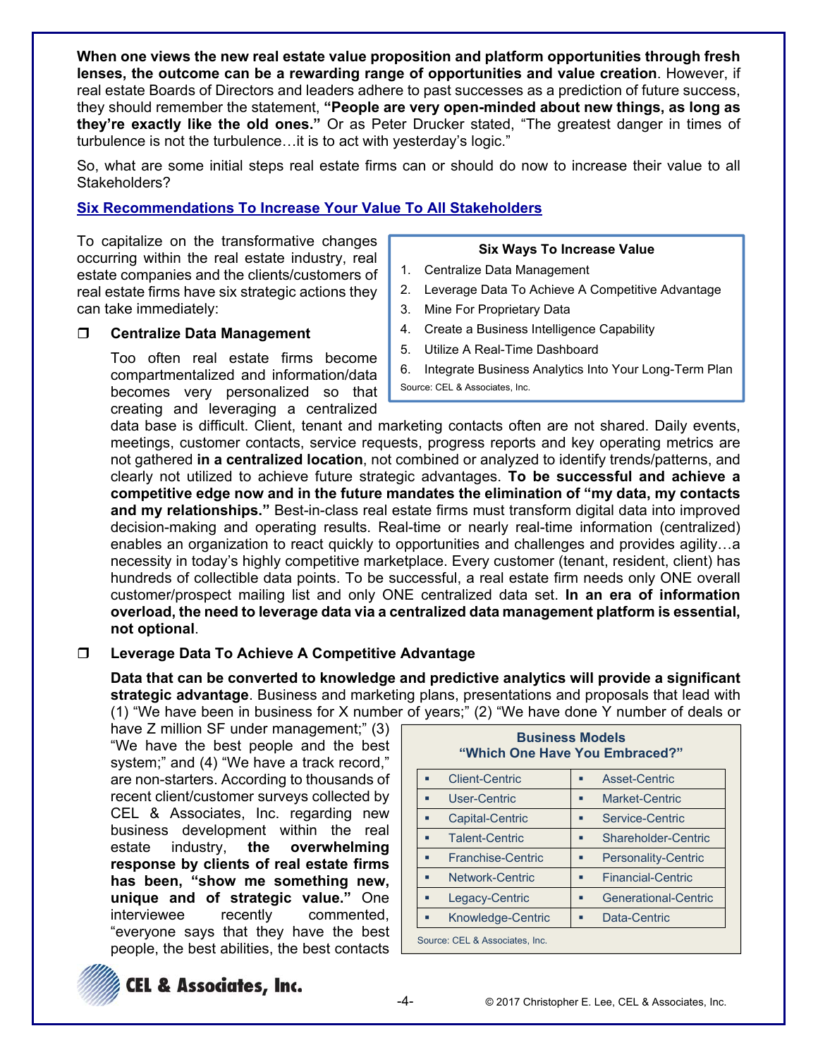**When one views the new real estate value proposition and platform opportunities through fresh lenses, the outcome can be a rewarding range of opportunities and value creation**. However, if real estate Boards of Directors and leaders adhere to past successes as a prediction of future success, they should remember the statement, **"People are very open-minded about new things, as long as they're exactly like the old ones."** Or as Peter Drucker stated, "The greatest danger in times of turbulence is not the turbulence…it is to act with yesterday's logic."

So, what are some initial steps real estate firms can or should do now to increase their value to all Stakeholders?

## Six Recommendations To Increase Your Value To All Stakeholders

To capitalize on the transformative changes occurring within the real estate industry, real estate companies and the clients/customers of real estate firms have six strategic actions they can take immediately:

**Six Ways To Increase Value**

1. Centralize Data Management
2. Leverage Data To Achieve A Competitive Advantage
3. Mine For Proprietary Data
4. Create a Business Intelligence Capability
5. Utilize A Real-Time Dashboard
6. Integrate Business Analytics Into Your Long-Term Plan

Source: CEL & Associates, Inc.

### ❒ Centralize Data Management

Too often real estate firms become compartmentalized and information/data becomes very personalized so that creating and leveraging a centralized data base is difficult. Client, tenant and marketing contacts often are not shared. Daily events, meetings, customer contacts, service requests, progress reports and key operating metrics are not gathered **in a centralized location**, not combined or analyzed to identify trends/patterns, and clearly not utilized to achieve future strategic advantages. **To be successful and achieve a competitive edge now and in the future mandates the elimination of "my data, my contacts and my relationships."** Best-in-class real estate firms must transform digital data into improved decision-making and operating results. Real-time or nearly real-time information (centralized) enables an organization to react quickly to opportunities and challenges and provides agility…a necessity in today's highly competitive marketplace. Every customer (tenant, resident, client) has hundreds of collectible data points. To be successful, a real estate firm needs only ONE overall customer/prospect mailing list and only ONE centralized data set. **In an era of information overload, the need to leverage data via a centralized data management platform is essential, not optional**.

### ❒ Leverage Data To Achieve A Competitive Advantage

**Data that can be converted to knowledge and predictive analytics will provide a significant strategic advantage**. Business and marketing plans, presentations and proposals that lead with (1) "We have been in business for X number of years;" (2) "We have done Y number of deals or have Z million SF under management;" (3) "We have the best people and the best system;" and (4) "We have a track record," are non-starters. According to thousands of recent client/customer surveys collected by CEL & Associates, Inc. regarding new business development within the real estate industry, **the overwhelming response by clients of real estate firms has been, "show me something new, unique and of strategic value."** One interviewee recently commented, "everyone says that they have the best people, the best abilities, the best contacts

**Business Models**
**"Which One Have You Embraced?"**

| | |
|---|---|
| ▪ Client-Centric | ▪ Asset-Centric |
| ▪ User-Centric | ▪ Market-Centric |
| ▪ Capital-Centric | ▪ Service-Centric |
| ▪ Talent-Centric | ▪ Shareholder-Centric |
| ▪ Franchise-Centric | ▪ Personality-Centric |
| ▪ Network-Centric | ▪ Financial-Centric |
| ▪ Legacy-Centric | ▪ Generational-Centric |
| ▪ Knowledge-Centric | ▪ Data-Centric |

Source: CEL & Associates, Inc.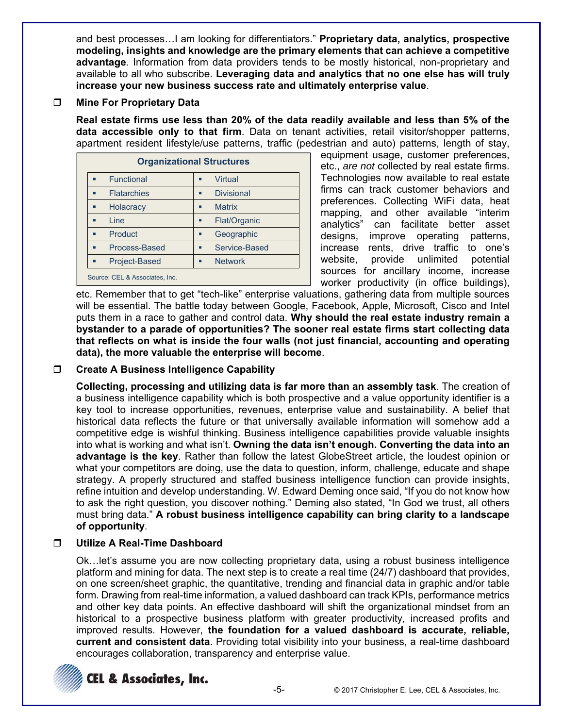and best processes…I am looking for differentiators." **Proprietary data, analytics, prospective modeling, insights and knowledge are the primary elements that can achieve a competitive advantage**. Information from data providers tends to be mostly historical, non-proprietary and available to all who subscribe. **Leveraging data and analytics that no one else has will truly increase your new business success rate and ultimately enterprise value**.

❒ **Mine For Proprietary Data**

**Real estate firms use less than 20% of the data readily available and less than 5% of the data accessible only to that firm**. Data on tenant activities, retail visitor/shopper patterns, apartment resident lifestyle/use patterns, traffic (pedestrian and auto) patterns, length of stay, equipment usage, customer preferences, etc., *are not* collected by real estate firms. Technologies now available to real estate firms can track customer behaviors and preferences. Collecting WiFi data, heat mapping, and other available "interim analytics" can facilitate better asset designs, improve operating patterns, increase rents, drive traffic to one's website, provide unlimited potential sources for ancillary income, increase worker productivity (in office buildings), etc. Remember that to get "tech-like" enterprise valuations, gathering data from multiple sources will be essential. The battle today between Google, Facebook, Apple, Microsoft, Cisco and Intel puts them in a race to gather and control data. **Why should the real estate industry remain a bystander to a parade of opportunities? The sooner real estate firms start collecting data that reflects on what is inside the four walls (not just financial, accounting and operating data), the more valuable the enterprise will become**.

**Organizational Structures**

| | |
|---|---|
| ▪ Functional | ▪ Virtual |
| ▪ Flatarchies | ▪ Divisional |
| ▪ Holacracy | ▪ Matrix |
| ▪ Line | ▪ Flat/Organic |
| ▪ Product | ▪ Geographic |
| ▪ Process-Based | ▪ Service-Based |
| ▪ Project-Based | ▪ Network |

Source: CEL & Associates, Inc.

❒ **Create A Business Intelligence Capability**

**Collecting, processing and utilizing data is far more than an assembly task**. The creation of a business intelligence capability which is both prospective and a value opportunity identifier is a key tool to increase opportunities, revenues, enterprise value and sustainability. A belief that historical data reflects the future or that universally available information will somehow add a competitive edge is wishful thinking. Business intelligence capabilities provide valuable insights into what is working and what isn't. **Owning the data isn't enough. Converting the data into an advantage is the key**. Rather than follow the latest GlobeStreet article, the loudest opinion or what your competitors are doing, use the data to question, inform, challenge, educate and shape strategy. A properly structured and staffed business intelligence function can provide insights, refine intuition and develop understanding. W. Edward Deming once said, "If you do not know how to ask the right question, you discover nothing." Deming also stated, "In God we trust, all others must bring data." **A robust business intelligence capability can bring clarity to a landscape of opportunity**.

❒ **Utilize A Real-Time Dashboard**

Ok…let's assume you are now collecting proprietary data, using a robust business intelligence platform and mining for data. The next step is to create a real time (24/7) dashboard that provides, on one screen/sheet graphic, the quantitative, trending and financial data in graphic and/or table form. Drawing from real-time information, a valued dashboard can track KPIs, performance metrics and other key data points. An effective dashboard will shift the organizational mindset from an historical to a prospective business platform with greater productivity, increased profits and improved results. However, **the foundation for a valued dashboard is accurate, reliable, current and consistent data**. Providing total visibility into your business, a real-time dashboard encourages collaboration, transparency and enterprise value.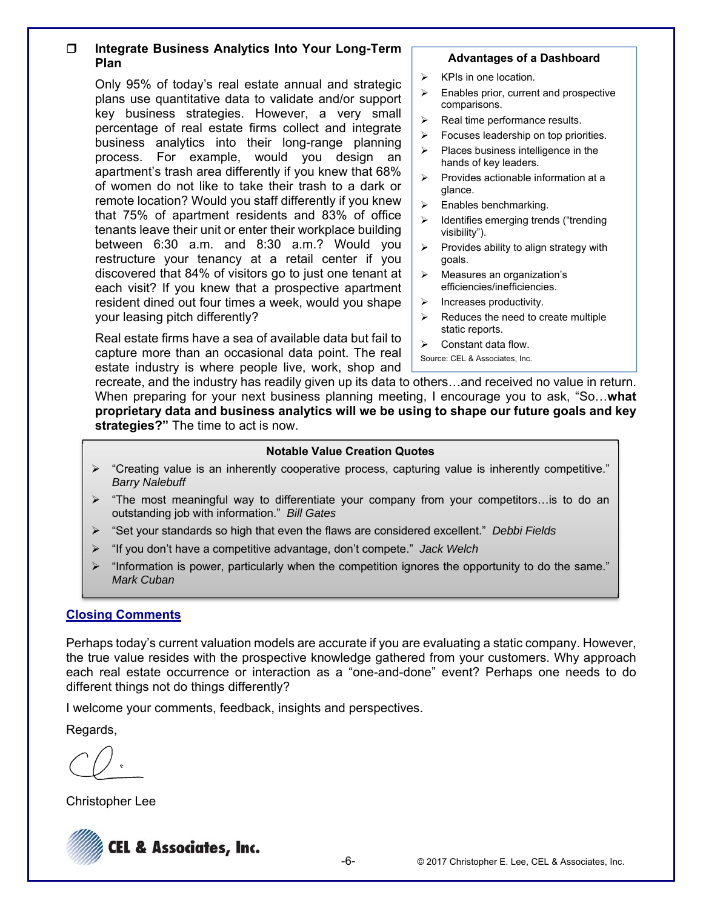- **Integrate Business Analytics Into Your Long-Term Plan**

  Only 95% of today's real estate annual and strategic plans use quantitative data to validate and/or support key business strategies. However, a very small percentage of real estate firms collect and integrate business analytics into their long-range planning process. For example, would you design an apartment's trash area differently if you knew that 68% of women do not like to take their trash to a dark or remote location? Would you staff differently if you knew that 75% of apartment residents and 83% of office tenants leave their unit or enter their workplace building between 6:30 a.m. and 8:30 a.m.? Would you restructure your tenancy at a retail center if you discovered that 84% of visitors go to just one tenant at each visit? If you knew that a prospective apartment resident dined out four times a week, would you shape your leasing pitch differently?

  Real estate firms have a sea of available data but fail to capture more than an occasional data point. The real estate industry is where people live, work, shop and recreate, and the industry has readily given up its data to others…and received no value in return. When preparing for your next business planning meeting, I encourage you to ask, "So…**what proprietary data and business analytics will we be using to shape our future goals and key strategies?"** The time to act is now.

**Advantages of a Dashboard**

- KPIs in one location.
- Enables prior, current and prospective comparisons.
- Real time performance results.
- Focuses leadership on top priorities.
- Places business intelligence in the hands of key leaders.
- Provides actionable information at a glance.
- Enables benchmarking.
- Identifies emerging trends ("trending visibility").
- Provides ability to align strategy with goals.
- Measures an organization's efficiencies/inefficiencies.
- Increases productivity.
- Reduces the need to create multiple static reports.
- Constant data flow.

Source: CEL & Associates, Inc.

**Notable Value Creation Quotes**

- "Creating value is an inherently cooperative process, capturing value is inherently competitive." *Barry Nalebuff*
- "The most meaningful way to differentiate your company from your competitors…is to do an outstanding job with information." *Bill Gates*
- "Set your standards so high that even the flaws are considered excellent." *Debbi Fields*
- "If you don't have a competitive advantage, don't compete." *Jack Welch*
- "Information is power, particularly when the competition ignores the opportunity to do the same." *Mark Cuban*

## Closing Comments

Perhaps today's current valuation models are accurate if you are evaluating a static company. However, the true value resides with the prospective knowledge gathered from your customers. Why approach each real estate occurrence or interaction as a "one-and-done" event? Perhaps one needs to do different things not do things differently?

I welcome your comments, feedback, insights and perspectives.

Regards,

Christopher Lee

CEL & Associates, Inc.

© 2017 Christopher E. Lee, CEL & Associates, Inc.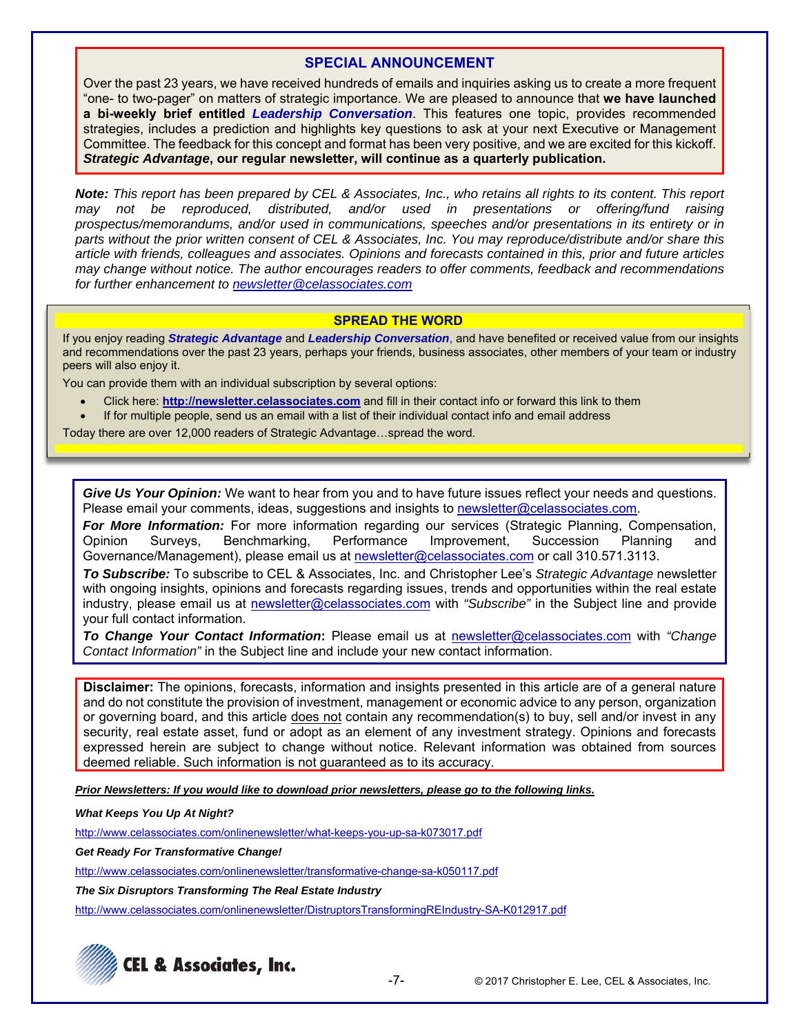## SPECIAL ANNOUNCEMENT

Over the past 23 years, we have received hundreds of emails and inquiries asking us to create a more frequent "one- to two-pager" on matters of strategic importance. We are pleased to announce that **we have launched a bi-weekly brief entitled *Leadership Conversation***. This features one topic, provides recommended strategies, includes a prediction and highlights key questions to ask at your next Executive or Management Committee. The feedback for this concept and format has been very positive, and we are excited for this kickoff. ***Strategic Advantage*, our regular newsletter, will continue as a quarterly publication.**

***Note:*** *This report has been prepared by CEL & Associates, Inc., who retains all rights to its content. This report may not be reproduced, distributed, and/or used in presentations or offering/fund raising prospectus/memorandums, and/or used in communications, speeches and/or presentations in its entirety or in parts without the prior written consent of CEL & Associates, Inc. You may reproduce/distribute and/or share this article with friends, colleagues and associates. Opinions and forecasts contained in this, prior and future articles may change without notice. The author encourages readers to offer comments, feedback and recommendations for further enhancement to newsletter@celassociates.com*

## SPREAD THE WORD

If you enjoy reading ***Strategic Advantage*** and ***Leadership Conversation***, and have benefited or received value from our insights and recommendations over the past 23 years, perhaps your friends, business associates, other members of your team or industry peers will also enjoy it.

You can provide them with an individual subscription by several options:

- Click here: **http://newsletter.celassociates.com** and fill in their contact info or forward this link to them
- If for multiple people, send us an email with a list of their individual contact info and email address

Today there are over 12,000 readers of Strategic Advantage…spread the word.

***Give Us Your Opinion:*** We want to hear from you and to have future issues reflect your needs and questions. Please email your comments, ideas, suggestions and insights to newsletter@celassociates.com.

***For More Information:*** For more information regarding our services (Strategic Planning, Compensation, Opinion Surveys, Benchmarking, Performance Improvement, Succession Planning and Governance/Management), please email us at newsletter@celassociates.com or call 310.571.3113.

***To Subscribe:*** To subscribe to CEL & Associates, Inc. and Christopher Lee's *Strategic Advantage* newsletter with ongoing insights, opinions and forecasts regarding issues, trends and opportunities within the real estate industry, please email us at newsletter@celassociates.com with *"Subscribe"* in the Subject line and provide your full contact information.

***To Change Your Contact Information*:** Please email us at newsletter@celassociates.com with *"Change Contact Information"* in the Subject line and include your new contact information.

**Disclaimer:** The opinions, forecasts, information and insights presented in this article are of a general nature and do not constitute the provision of investment, management or economic advice to any person, organization or governing board, and this article does not contain any recommendation(s) to buy, sell and/or invest in any security, real estate asset, fund or adopt as an element of any investment strategy. Opinions and forecasts expressed herein are subject to change without notice. Relevant information was obtained from sources deemed reliable. Such information is not guaranteed as to its accuracy.

***Prior Newsletters: If you would like to download prior newsletters, please go to the following links.***

***What Keeps You Up At Night?***

http://www.celassociates.com/onlinenewsletter/what-keeps-you-up-sa-k073017.pdf

***Get Ready For Transformative Change!***

http://www.celassociates.com/onlinenewsletter/transformative-change-sa-k050117.pdf

***The Six Disruptors Transforming The Real Estate Industry***

http://www.celassociates.com/onlinenewsletter/DistruptorsTransformingREIndustry-SA-K012917.pdf

CEL & Associates, Inc.

© 2017 Christopher E. Lee, CEL & Associates, Inc.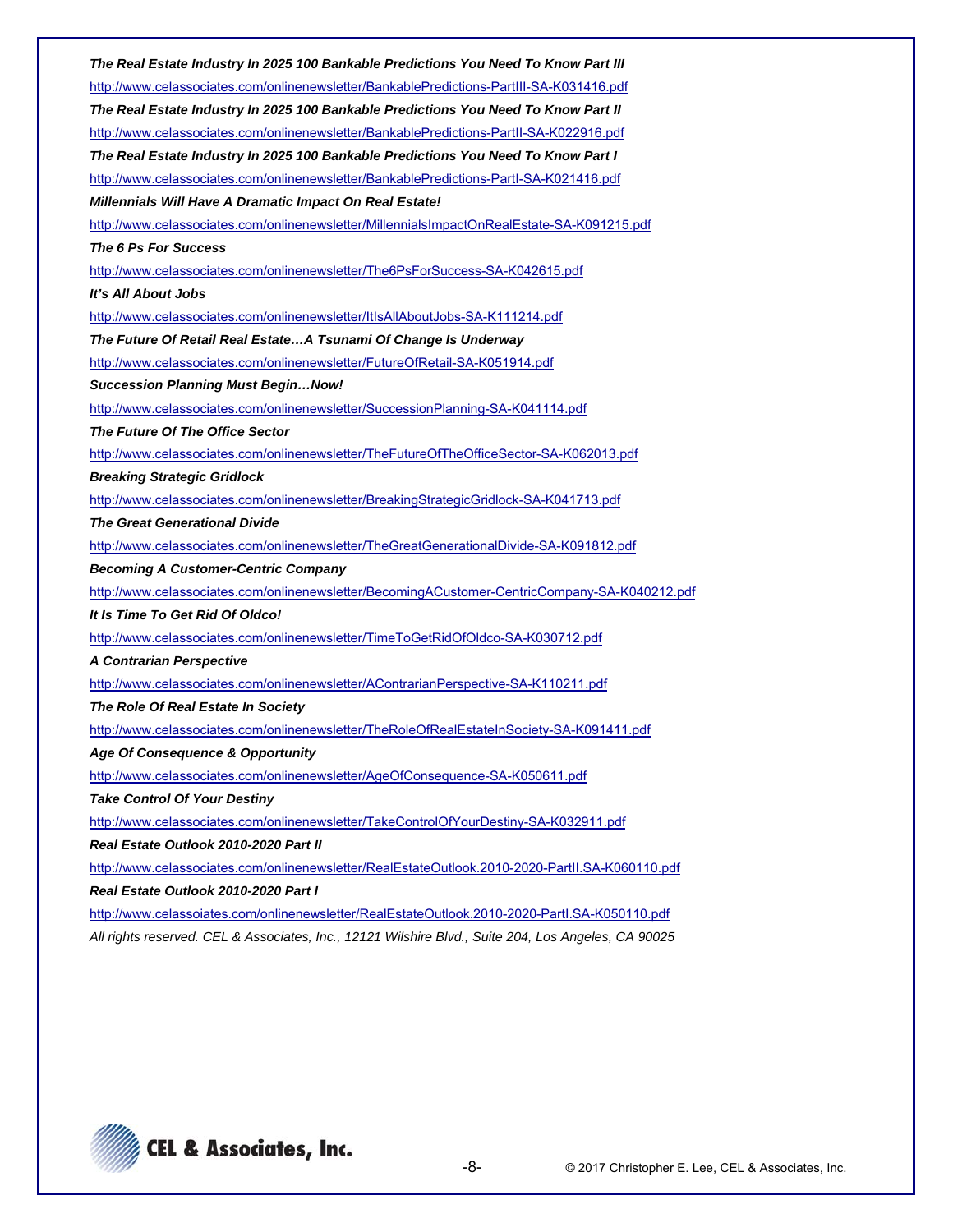***The Real Estate Industry In 2025 100 Bankable Predictions You Need To Know Part III***

http://www.celassociates.com/onlinenewsletter/BankablePredictions-PartIII-SA-K031416.pdf

***The Real Estate Industry In 2025 100 Bankable Predictions You Need To Know Part II***

http://www.celassociates.com/onlinenewsletter/BankablePredictions-PartII-SA-K022916.pdf

***The Real Estate Industry In 2025 100 Bankable Predictions You Need To Know Part I***

http://www.celassociates.com/onlinenewsletter/BankablePredictions-PartI-SA-K021416.pdf

***Millennials Will Have A Dramatic Impact On Real Estate!***

http://www.celassociates.com/onlinenewsletter/MillennialsImpactOnRealEstate-SA-K091215.pdf

***The 6 Ps For Success***

http://www.celassociates.com/onlinenewsletter/The6PsForSuccess-SA-K042615.pdf

***It's All About Jobs***

http://www.celassociates.com/onlinenewsletter/ItIsAllAboutJobs-SA-K111214.pdf

***The Future Of Retail Real Estate…A Tsunami Of Change Is Underway***

http://www.celassociates.com/onlinenewsletter/FutureOfRetail-SA-K051914.pdf

***Succession Planning Must Begin…Now!***

http://www.celassociates.com/onlinenewsletter/SuccessionPlanning-SA-K041114.pdf

***The Future Of The Office Sector***

http://www.celassociates.com/onlinenewsletter/TheFutureOfTheOfficeSector-SA-K062013.pdf

***Breaking Strategic Gridlock***

http://www.celassociates.com/onlinenewsletter/BreakingStrategicGridlock-SA-K041713.pdf

***The Great Generational Divide***

http://www.celassociates.com/onlinenewsletter/TheGreatGenerationalDivide-SA-K091812.pdf

***Becoming A Customer-Centric Company***

http://www.celassociates.com/onlinenewsletter/BecomingACustomer-CentricCompany-SA-K040212.pdf

***It Is Time To Get Rid Of Oldco!***

http://www.celassociates.com/onlinenewsletter/TimeToGetRidOfOldco-SA-K030712.pdf

***A Contrarian Perspective***

http://www.celassociates.com/onlinenewsletter/AContrarianPerspective-SA-K110211.pdf

***The Role Of Real Estate In Society***

http://www.celassociates.com/onlinenewsletter/TheRoleOfRealEstateInSociety-SA-K091411.pdf

***Age Of Consequence & Opportunity***

http://www.celassociates.com/onlinenewsletter/AgeOfConsequence-SA-K050611.pdf

***Take Control Of Your Destiny***

http://www.celassociates.com/onlinenewsletter/TakeControlOfYourDestiny-SA-K032911.pdf

***Real Estate Outlook 2010-2020 Part II***

http://www.celassociates.com/onlinenewsletter/RealEstateOutlook.2010-2020-PartII.SA-K060110.pdf

***Real Estate Outlook 2010-2020 Part I***

http://www.celassoiates.com/onlinenewsletter/RealEstateOutlook.2010-2020-PartI.SA-K050110.pdf

*All rights reserved. CEL & Associates, Inc., 12121 Wilshire Blvd., Suite 204, Los Angeles, CA 90025*

CEL & Associates, Inc.

© 2017 Christopher E. Lee, CEL & Associates, Inc.